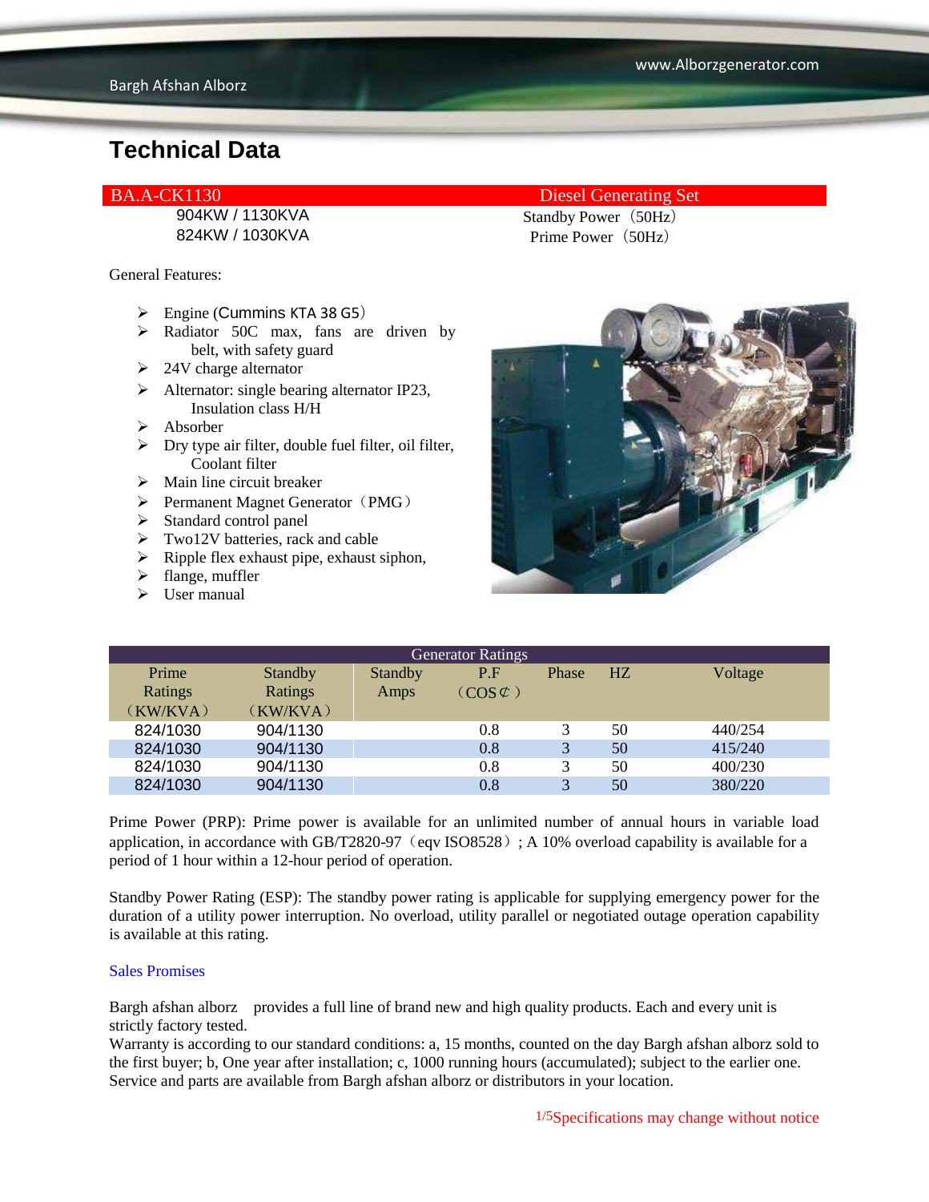# Technical Data

| BA.A-CK1130 | Diesel Generating Set |
|---|---|
| 904KW / 1130KVA | Standby Power（50Hz） |
| 824KW / 1030KVA | Prime Power（50Hz） |

General Features:

- Engine (Cummins KTA 38 G5）
- Radiator 50C max, fans are driven by belt, with safety guard
- 24V charge alternator
- Alternator: single bearing alternator IP23, Insulation class H/H
- Absorber
- Dry type air filter, double fuel filter, oil filter, Coolant filter
- Main line circuit breaker
- Permanent Magnet Generator（PMG）
- Standard control panel
- Two12V batteries, rack and cable
- Ripple flex exhaust pipe, exhaust siphon,
- flange, muffler
- User manual

| Generator Ratings | | | | | | |
|---|---|---|---|---|---|---|
| Prime Ratings（KW/KVA） | Standby Ratings（KW/KVA） | Standby Amps | P.F（COS¢） | Phase | HZ | Voltage |
| 824/1030 | 904/1130 | | 0.8 | 3 | 50 | 440/254 |
| 824/1030 | 904/1130 | | 0.8 | 3 | 50 | 415/240 |
| 824/1030 | 904/1130 | | 0.8 | 3 | 50 | 400/230 |
| 824/1030 | 904/1130 | | 0.8 | 3 | 50 | 380/220 |

Prime Power (PRP): Prime power is available for an unlimited number of annual hours in variable load application, in accordance with GB/T2820-97（eqv ISO8528）; A 10% overload capability is available for a period of 1 hour within a 12-hour period of operation.

Standby Power Rating (ESP): The standby power rating is applicable for supplying emergency power for the duration of a utility power interruption. No overload, utility parallel or negotiated outage operation capability is available at this rating.

Sales Promises

Bargh afshan alborz provides a full line of brand new and high quality products. Each and every unit is strictly factory tested.
Warranty is according to our standard conditions: a, 15 months, counted on the day Bargh afshan alborz sold to the first buyer; b, One year after installation; c, 1000 running hours (accumulated); subject to the earlier one.
Service and parts are available from Bargh afshan alborz or distributors in your location.

Specifications may change without notice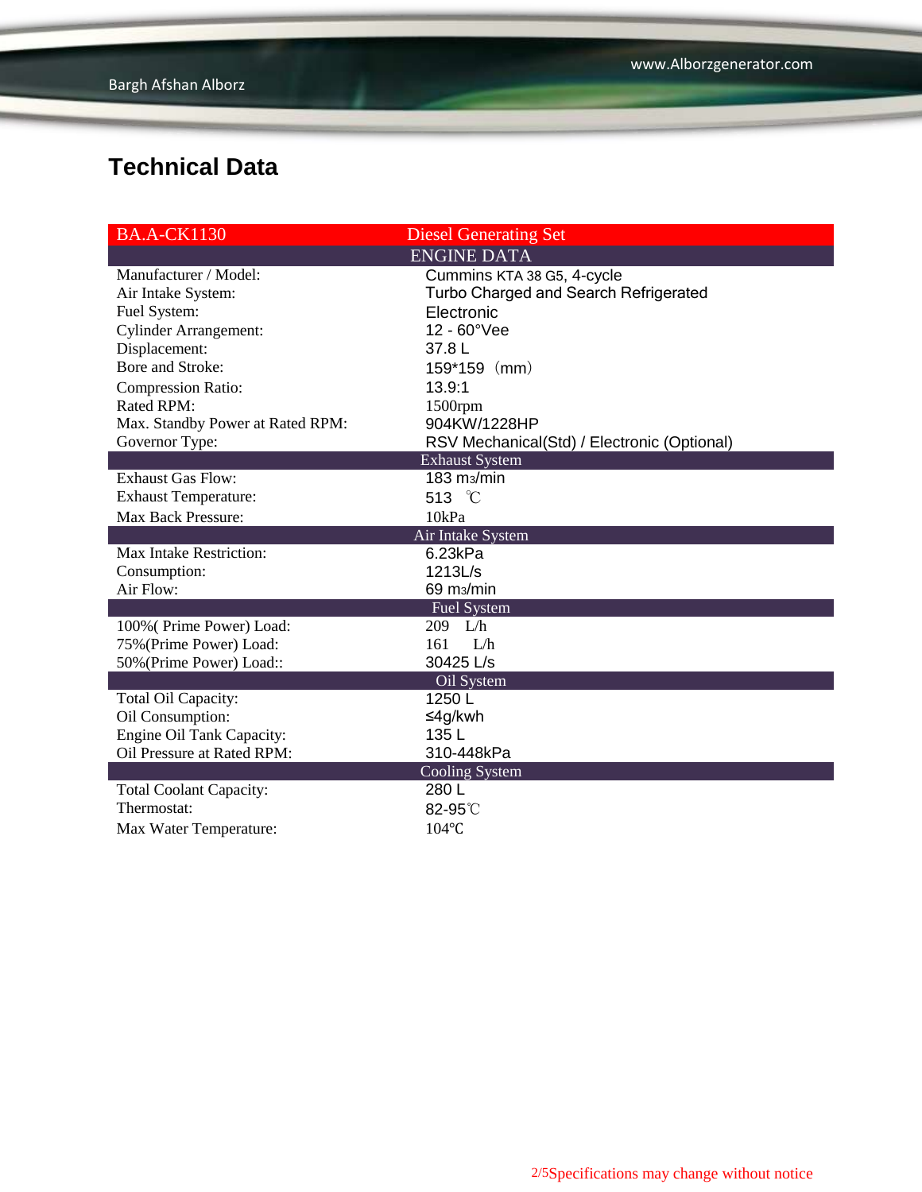## Technical Data

| BA.A-CK1130 | Diesel Generating Set |
|---|---|
| **ENGINE DATA** | |
| Manufacturer / Model: | Cummins KTA 38 G5, 4-cycle |
| Air Intake System: | Turbo Charged and Search Refrigerated |
| Fuel System: | Electronic |
| Cylinder Arrangement: | 12 - 60°Vee |
| Displacement: | 37.8 L |
| Bore and Stroke: | 159*159（mm） |
| Compression Ratio: | 13.9:1 |
| Rated RPM: | 1500rpm |
| Max. Standby Power at Rated RPM: | 904KW/1228HP |
| Governor Type: | RSV Mechanical(Std) / Electronic (Optional) |
| **Exhaust System** | |
| Exhaust Gas Flow: | 183 $m^3$/min |
| Exhaust Temperature: | 513 ℃ |
| Max Back Pressure: | 10kPa |
| **Air Intake System** | |
| Max Intake Restriction: | 6.23kPa |
| Consumption: | 1213L/s |
| Air Flow: | 69 $m^3$/min |
| **Fuel System** | |
| 100%( Prime Power) Load: | 209 L/h |
| 75%(Prime Power) Load: | 161 L/h |
| 50%(Prime Power) Load:: | 30425 L/s |
| **Oil System** | |
| Total Oil Capacity: | 1250 L |
| Oil Consumption: | ≤4g/kwh |
| Engine Oil Tank Capacity: | 135 L |
| Oil Pressure at Rated RPM: | 310-448kPa |
| **Cooling System** | |
| Total Coolant Capacity: | 280 L |
| Thermostat: | 82-95℃ |
| Max Water Temperature: | 104℃ |

Specifications may change without notice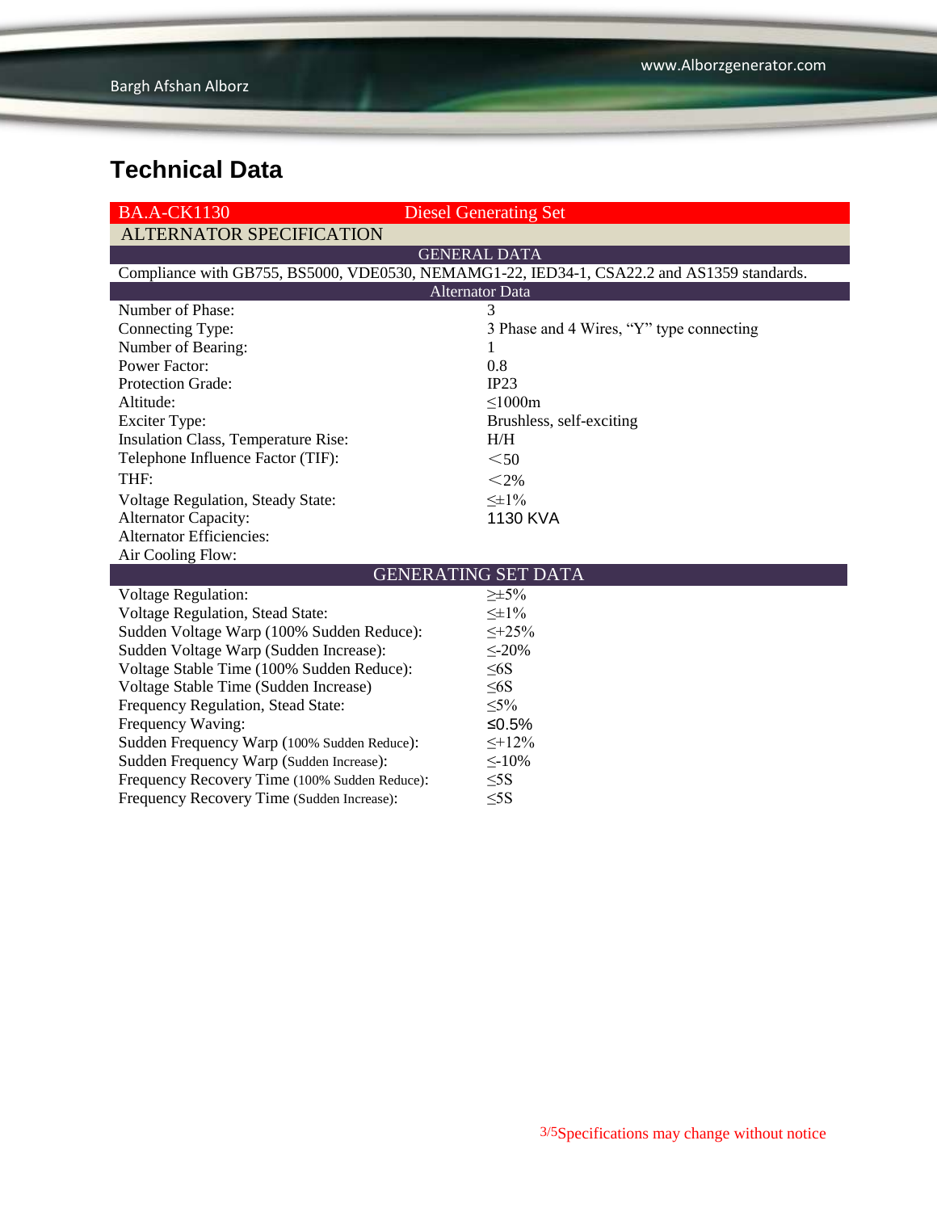## Technical Data

| BA.A-CK1130 | Diesel Generating Set |
|---|---|
| **ALTERNATOR SPECIFICATION** | |
| **GENERAL DATA** | |
| Compliance with GB755, BS5000, VDE0530, NEMAMG1-22, IED34-1, CSA22.2 and AS1359 standards. | |
| **Alternator Data** | |
| Number of Phase: | 3 |
| Connecting Type: | 3 Phase and 4 Wires, “Y” type connecting |
| Number of Bearing: | 1 |
| Power Factor: | 0.8 |
| Protection Grade: | IP23 |
| Altitude: | ≤1000m |
| Exciter Type: | Brushless, self-exciting |
| Insulation Class, Temperature Rise: | H/H |
| Telephone Influence Factor (TIF): | ＜50 |
| THF: | ＜2% |
| Voltage Regulation, Steady State: | ≤±1% |
| Alternator Capacity: | 1130 KVA |
| Alternator Efficiencies: | |
| Air Cooling Flow: | |
| **GENERATING SET DATA** | |
| Voltage Regulation: | ≥±5% |
| Voltage Regulation, Stead State: | ≤±1% |
| Sudden Voltage Warp (100% Sudden Reduce): | ≤+25% |
| Sudden Voltage Warp (Sudden Increase): | ≤-20% |
| Voltage Stable Time (100% Sudden Reduce): | ≤6S |
| Voltage Stable Time (Sudden Increase) | ≤6S |
| Frequency Regulation, Stead State: | ≤5% |
| Frequency Waving: | ≤0.5% |
| Sudden Frequency Warp (100% Sudden Reduce): | ≤+12% |
| Sudden Frequency Warp (Sudden Increase): | ≤-10% |
| Frequency Recovery Time (100% Sudden Reduce): | ≤5S |
| Frequency Recovery Time (Sudden Increase): | ≤5S |

Specifications may change without notice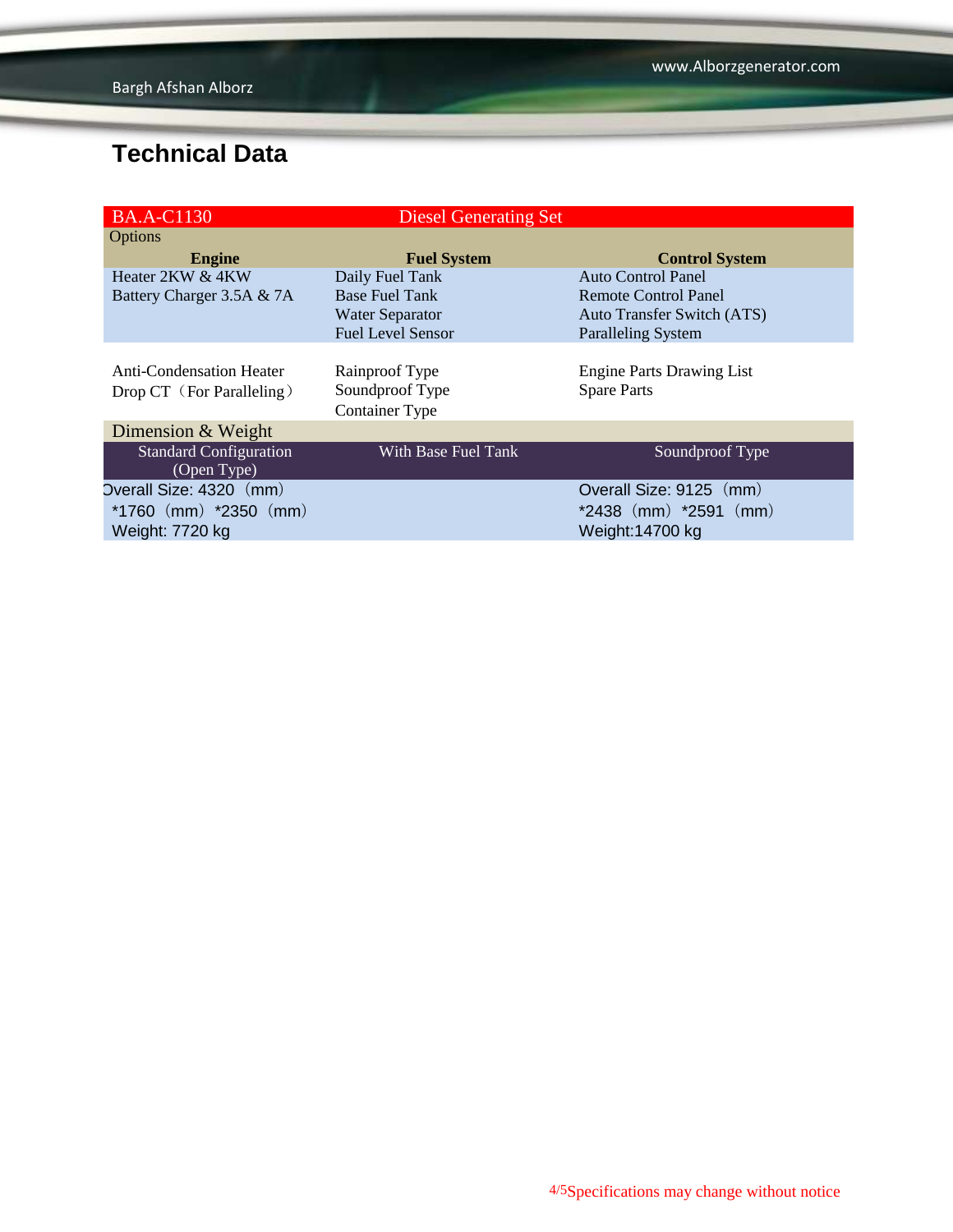## Technical Data

| BA.A-C1130 | Diesel Generating Set | |
|---|---|---|
| Options | | |
| **Engine** | **Fuel System** | **Control System** |
| Heater 2KW & 4KW | Daily Fuel Tank | Auto Control Panel |
| Battery Charger 3.5A & 7A | Base Fuel Tank | Remote Control Panel |
| | Water Separator | Auto Transfer Switch (ATS) |
| | Fuel Level Sensor | Paralleling System |
| Anti-Condensation Heater | Rainproof Type | Engine Parts Drawing List |
| Drop CT（For Paralleling） | Soundproof Type | Spare Parts |
| | Container Type | |
| Dimension & Weight | | |
| Standard Configuration (Open Type) | With Base Fuel Tank | Soundproof Type |
| Overall Size: 4320（mm）*1760（mm）*2350（mm） | | Overall Size: 9125（mm）*2438（mm）*2591（mm） |
| Weight: 7720 kg | | Weight:14700 kg |

Specifications may change without notice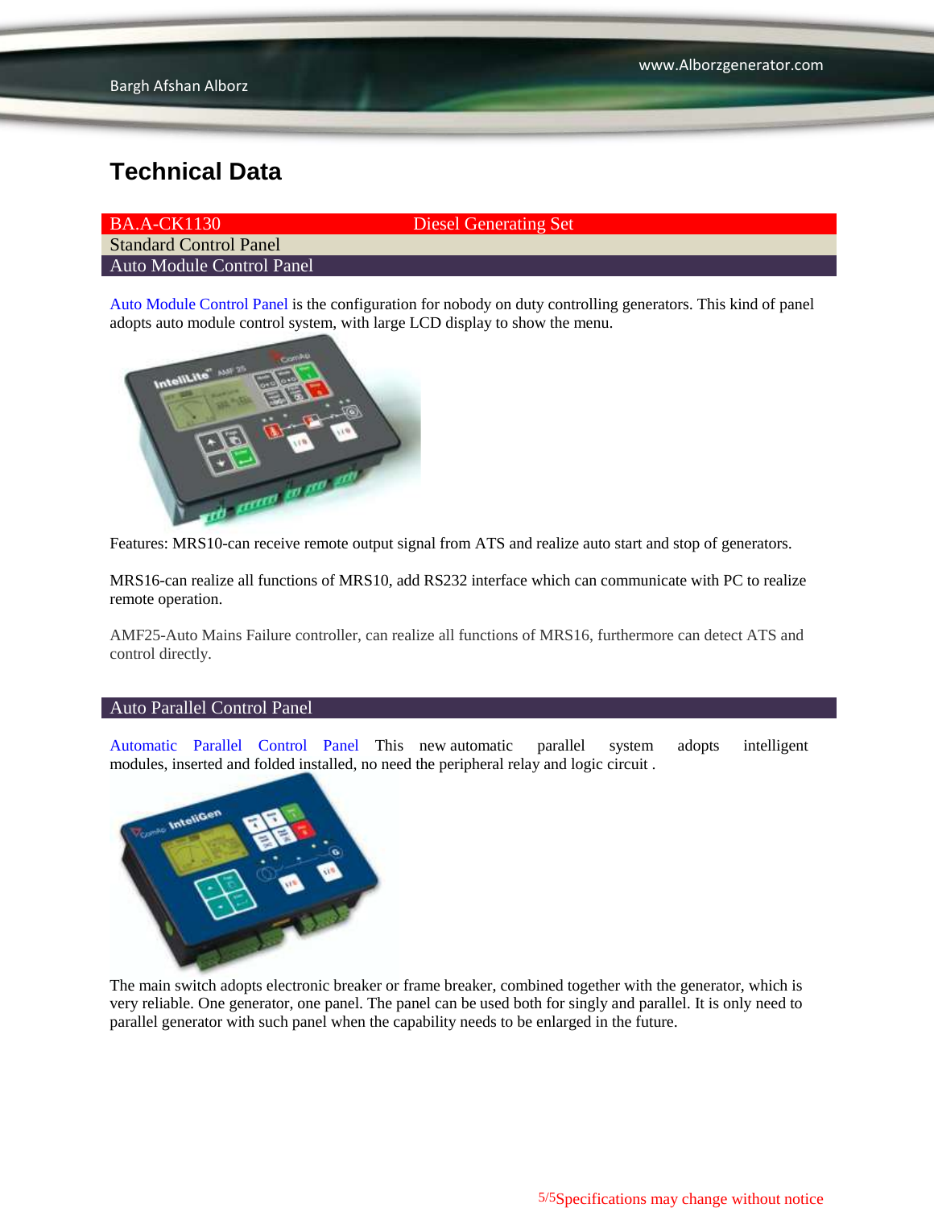# Technical Data

| BA.A-CK1130 | Diesel Generating Set |
|---|---|
| Standard Control Panel | |
| Auto Module Control Panel | |

Auto Module Control Panel is the configuration for nobody on duty controlling generators. This kind of panel adopts auto module control system, with large LCD display to show the menu.

Features: MRS10-can receive remote output signal from ATS and realize auto start and stop of generators.

MRS16-can realize all functions of MRS10, add RS232 interface which can communicate with PC to realize remote operation.

AMF25-Auto Mains Failure controller, can realize all functions of MRS16, furthermore can detect ATS and control directly.

## Auto Parallel Control Panel

Automatic Parallel Control Panel This new automatic parallel system adopts intelligent modules, inserted and folded installed, no need the peripheral relay and logic circuit .

The main switch adopts electronic breaker or frame breaker, combined together with the generator, which is very reliable. One generator, one panel. The panel can be used both for singly and parallel. It is only need to parallel generator with such panel when the capability needs to be enlarged in the future.

Specifications may change without notice